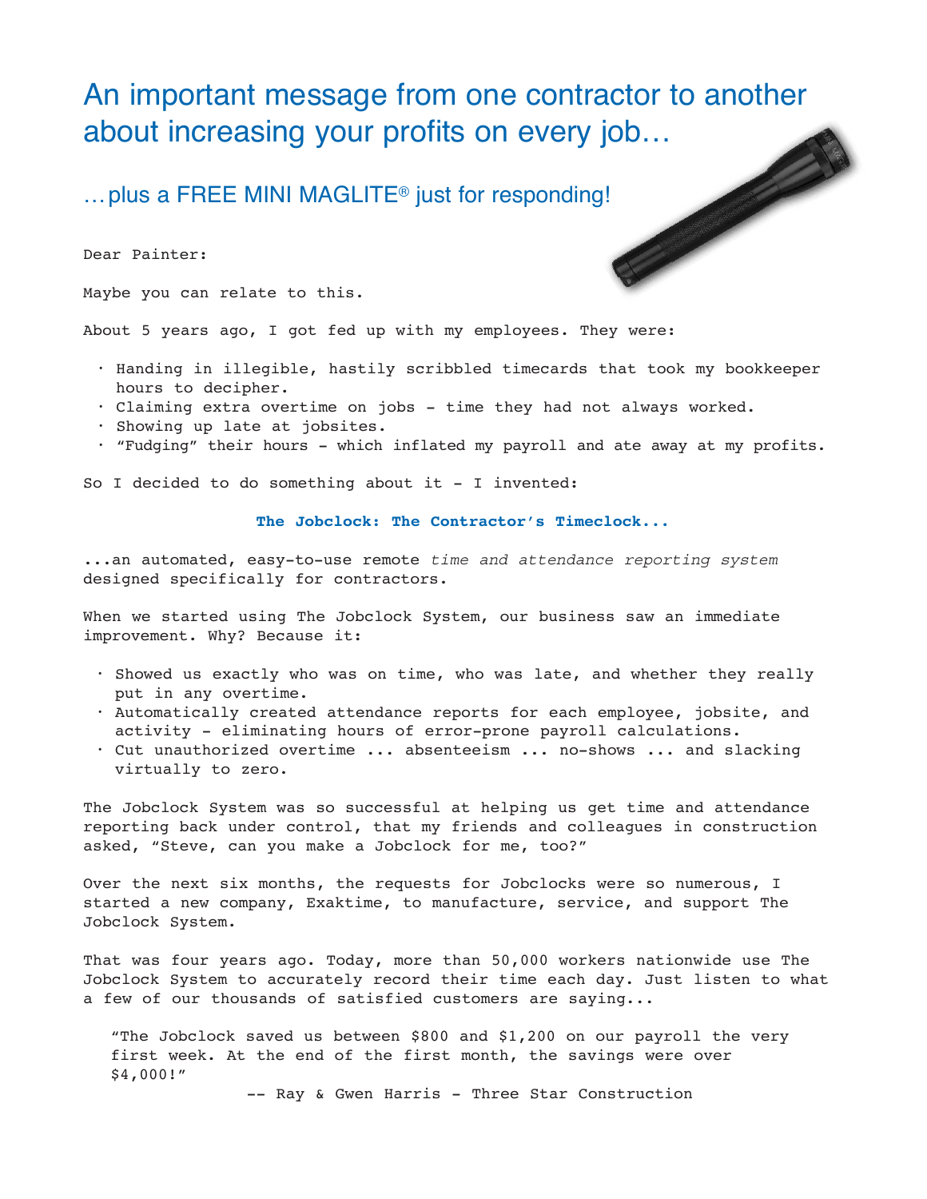# An important message from one contractor to another about increasing your profits on every job…

## …plus a FREE MINI MAGLITE® just for responding!

Dear Painter:

Maybe you can relate to this.

About 5 years ago, I got fed up with my employees. They were:

- Handing in illegible, hastily scribbled timecards that took my bookkeeper hours to decipher.
- Claiming extra overtime on jobs - time they had not always worked.
- Showing up late at jobsites.
- "Fudging" their hours - which inflated my payroll and ate away at my profits.

So I decided to do something about it - I invented:

**The Jobclock: The Contractor's Timeclock...**

...an automated, easy-to-use remote *time and attendance reporting system* designed specifically for contractors.

When we started using The Jobclock System, our business saw an immediate improvement. Why? Because it:

- Showed us exactly who was on time, who was late, and whether they really put in any overtime.
- Automatically created attendance reports for each employee, jobsite, and activity - eliminating hours of error-prone payroll calculations.
- Cut unauthorized overtime ... absenteeism ... no-shows ... and slacking virtually to zero.

The Jobclock System was so successful at helping us get time and attendance reporting back under control, that my friends and colleagues in construction asked, "Steve, can you make a Jobclock for me, too?"

Over the next six months, the requests for Jobclocks were so numerous, I started a new company, Exaktime, to manufacture, service, and support The Jobclock System.

That was four years ago. Today, more than 50,000 workers nationwide use The Jobclock System to accurately record their time each day. Just listen to what a few of our thousands of satisfied customers are saying...

> "The Jobclock saved us between $800 and $1,200 on our payroll the very first week. At the end of the first month, the savings were over $4,000!"
>
> -- Ray & Gwen Harris - Three Star Construction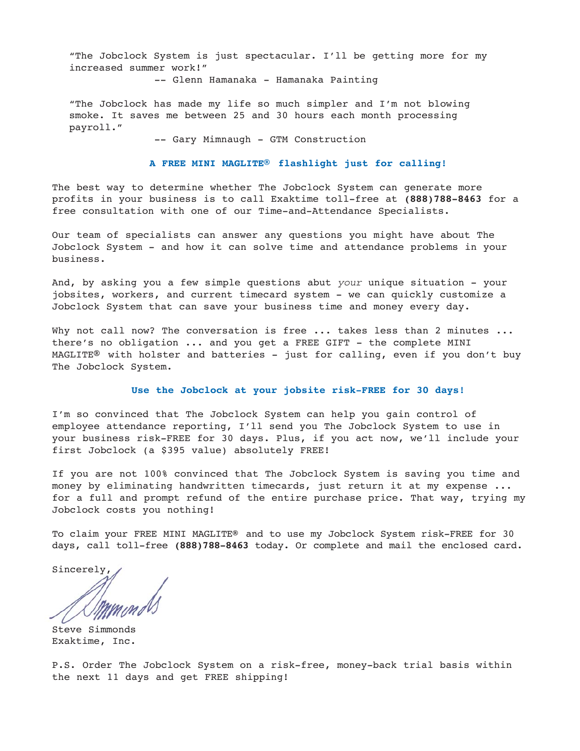"The Jobclock System is just spectacular. I'll be getting more for my increased summer work!"

-- Glenn Hamanaka - Hamanaka Painting

"The Jobclock has made my life so much simpler and I'm not blowing smoke. It saves me between 25 and 30 hours each month processing payroll."

-- Gary Mimnaugh - GTM Construction

**A FREE MINI MAGLITE® flashlight just for calling!**

The best way to determine whether The Jobclock System can generate more profits in your business is to call Exaktime toll-free at **(888)788-8463** for a free consultation with one of our Time-and-Attendance Specialists.

Our team of specialists can answer any questions you might have about The Jobclock System - and how it can solve time and attendance problems in your business.

And, by asking you a few simple questions abut *your* unique situation - your jobsites, workers, and current timecard system - we can quickly customize a Jobclock System that can save your business time and money every day.

Why not call now? The conversation is free ... takes less than 2 minutes ... there's no obligation ... and you get a FREE GIFT - the complete MINI MAGLITE® with holster and batteries - just for calling, even if you don't buy The Jobclock System.

**Use the Jobclock at your jobsite risk-FREE for 30 days!**

I'm so convinced that The Jobclock System can help you gain control of employee attendance reporting, I'll send you The Jobclock System to use in your business risk-FREE for 30 days. Plus, if you act now, we'll include your first Jobclock (a $395 value) absolutely FREE!

If you are not 100% convinced that The Jobclock System is saving you time and money by eliminating handwritten timecards, just return it at my expense ... for a full and prompt refund of the entire purchase price. That way, trying my Jobclock costs you nothing!

To claim your FREE MINI MAGLITE® and to use my Jobclock System risk-FREE for 30 days, call toll-free **(888)788-8463** today. Or complete and mail the enclosed card.

Sincerely,

Steve Simmonds
Exaktime, Inc.

P.S. Order The Jobclock System on a risk-free, money-back trial basis within the next 11 days and get FREE shipping!